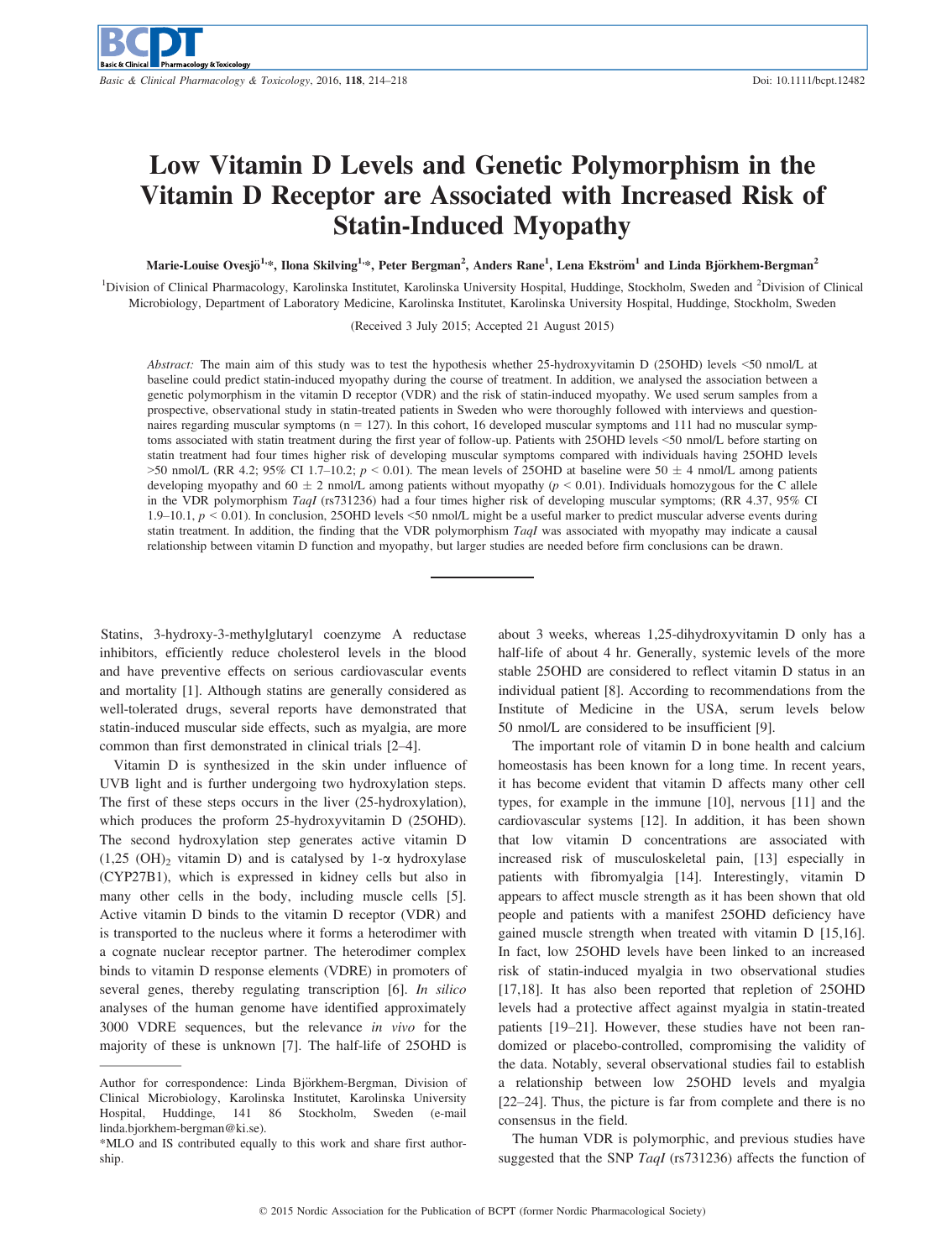# Low Vitamin D Levels and Genetic Polymorphism in the Vitamin D Receptor are Associated with Increased Risk of Statin-Induced Myopathy

**Marie-Louise Ovesjö[1,\*], Ilona Skilving[1,\*], Peter Bergman[2], Anders Rane[1], Lena Ekström[1] and Linda Björkhem-Bergman[2]**

[1]Division of Clinical Pharmacology, Karolinska Institutet, Karolinska University Hospital, Huddinge, Stockholm, Sweden and [2]Division of Clinical Microbiology, Department of Laboratory Medicine, Karolinska Institutet, Karolinska University Hospital, Huddinge, Stockholm, Sweden

(Received 3 July 2015; Accepted 21 August 2015)

*Abstract:* The main aim of this study was to test the hypothesis whether 25-hydroxyvitamin D (25OHD) levels <50 nmol/L at baseline could predict statin-induced myopathy during the course of treatment. In addition, we analysed the association between a genetic polymorphism in the vitamin D receptor (VDR) and the risk of statin-induced myopathy. We used serum samples from a prospective, observational study in statin-treated patients in Sweden who were thoroughly followed with interviews and questionnaires regarding muscular symptoms (n = 127). In this cohort, 16 developed muscular symptoms and 111 had no muscular symptoms associated with statin treatment during the first year of follow-up. Patients with 25OHD levels <50 nmol/L before starting on statin treatment had four times higher risk of developing muscular symptoms compared with individuals having 25OHD levels >50 nmol/L (RR 4.2; 95% CI 1.7–10.2; $p < 0.01$). The mean levels of 25OHD at baseline were 50 ± 4 nmol/L among patients developing myopathy and 60 ± 2 nmol/L among patients without myopathy ($p < 0.01$). Individuals homozygous for the C allele in the VDR polymorphism *TaqI* (rs731236) had a four times higher risk of developing muscular symptoms; (RR 4.37, 95% CI 1.9–10.1, $p < 0.01$). In conclusion, 25OHD levels <50 nmol/L might be a useful marker to predict muscular adverse events during statin treatment. In addition, the finding that the VDR polymorphism *TaqI* was associated with myopathy may indicate a causal relationship between vitamin D function and myopathy, but larger studies are needed before firm conclusions can be drawn.

---

Statins, 3-hydroxy-3-methylglutaryl coenzyme A reductase inhibitors, efficiently reduce cholesterol levels in the blood and have preventive effects on serious cardiovascular events and mortality [1]. Although statins are generally considered as well-tolerated drugs, several reports have demonstrated that statin-induced muscular side effects, such as myalgia, are more common than first demonstrated in clinical trials [2–4].

Vitamin D is synthesized in the skin under influence of UVB light and is further undergoing two hydroxylation steps. The first of these steps occurs in the liver (25-hydroxylation), which produces the proform 25-hydroxyvitamin D (25OHD). The second hydroxylation step generates active vitamin D (1,25 $(OH)_2$ vitamin D) and is catalysed by 1-α hydroxylase (CYP27B1), which is expressed in kidney cells but also in many other cells in the body, including muscle cells [5]. Active vitamin D binds to the vitamin D receptor (VDR) and is transported to the nucleus where it forms a heterodimer with a cognate nuclear receptor partner. The heterodimer complex binds to vitamin D response elements (VDRE) in promoters of several genes, thereby regulating transcription [6]. *In silico* analyses of the human genome have identified approximately 3000 VDRE sequences, but the relevance *in vivo* for the majority of these is unknown [7]. The half-life of 25OHD is about 3 weeks, whereas 1,25-dihydroxyvitamin D only has a half-life of about 4 hr. Generally, systemic levels of the more stable 25OHD are considered to reflect vitamin D status in an individual patient [8]. According to recommendations from the Institute of Medicine in the USA, serum levels below 50 nmol/L are considered to be insufficient [9].

The important role of vitamin D in bone health and calcium homeostasis has been known for a long time. In recent years, it has become evident that vitamin D affects many other cell types, for example in the immune [10], nervous [11] and the cardiovascular systems [12]. In addition, it has been shown that low vitamin D concentrations are associated with increased risk of musculoskeletal pain, [13] especially in patients with fibromyalgia [14]. Interestingly, vitamin D appears to affect muscle strength as it has been shown that old people and patients with a manifest 25OHD deficiency have gained muscle strength when treated with vitamin D [15,16]. In fact, low 25OHD levels have been linked to an increased risk of statin-induced myalgia in two observational studies [17,18]. It has also been reported that repletion of 25OHD levels had a protective affect against myalgia in statin-treated patients [19–21]. However, these studies have not been randomized or placebo-controlled, compromising the validity of the data. Notably, several observational studies fail to establish a relationship between low 25OHD levels and myalgia [22–24]. Thus, the picture is far from complete and there is no consensus in the field.

The human VDR is polymorphic, and previous studies have suggested that the SNP *TaqI* (rs731236) affects the function of

---

Author for correspondence: Linda Björkhem-Bergman, Division of Clinical Microbiology, Karolinska Institutet, Karolinska University Hospital, Huddinge, 141 86 Stockholm, Sweden (e-mail linda.bjorkhem-bergman@ki.se).

\*MLO and IS contributed equally to this work and share first authorship.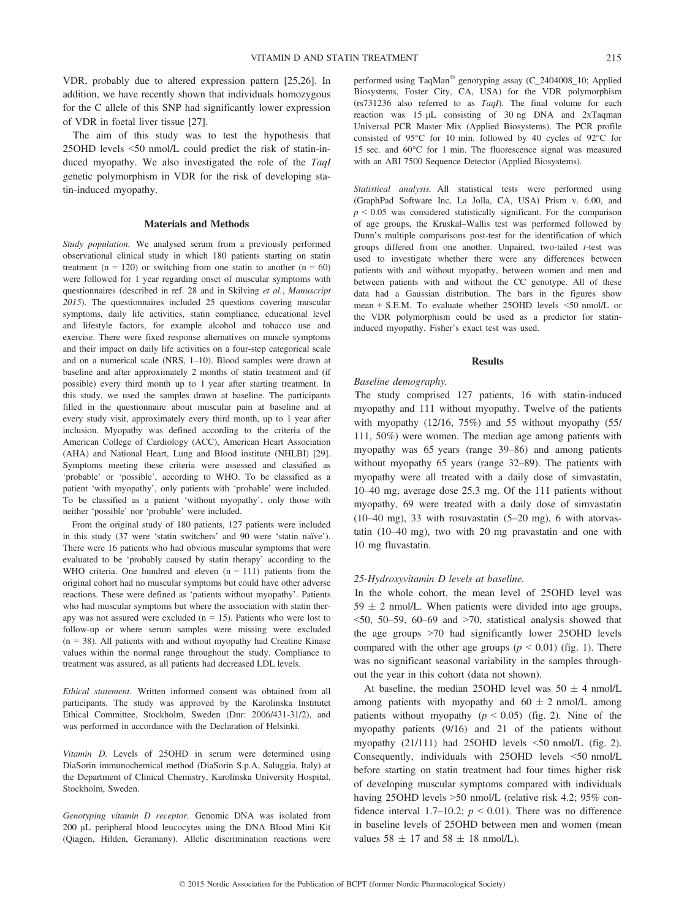VDR, probably due to altered expression pattern [25,26]. In addition, we have recently shown that individuals homozygous for the C allele of this SNP had significantly lower expression of VDR in foetal liver tissue [27].

The aim of this study was to test the hypothesis that 25OHD levels <50 nmol/L could predict the risk of statin-induced myopathy. We also investigated the role of the *TaqI* genetic polymorphism in VDR for the risk of developing statin-induced myopathy.

## Materials and Methods

*Study population.* We analysed serum from a previously performed observational clinical study in which 180 patients starting on statin treatment (n = 120) or switching from one statin to another (n = 60) were followed for 1 year regarding onset of muscular symptoms with questionnaires (described in ref. 28 and in Skilving *et al.*, *Manuscript 2015*). The questionnaires included 25 questions covering muscular symptoms, daily life activities, statin compliance, educational level and lifestyle factors, for example alcohol and tobacco use and exercise. There were fixed response alternatives on muscle symptoms and their impact on daily life activities on a four-step categorical scale and on a numerical scale (NRS, 1–10). Blood samples were drawn at baseline and after approximately 2 months of statin treatment and (if possible) every third month up to 1 year after starting treatment. In this study, we used the samples drawn at baseline. The participants filled in the questionnaire about muscular pain at baseline and at every study visit, approximately every third month, up to 1 year after inclusion. Myopathy was defined according to the criteria of the American College of Cardiology (ACC), American Heart Association (AHA) and National Heart, Lung and Blood institute (NHLBI) [29]. Symptoms meeting these criteria were assessed and classified as 'probable' or 'possible', according to WHO. To be classified as a patient 'with myopathy', only patients with 'probable' were included. To be classified as a patient 'without myopathy', only those with neither 'possible' nor 'probable' were included.

From the original study of 180 patients, 127 patients were included in this study (37 were 'statin switchers' and 90 were 'statin naïve'). There were 16 patients who had obvious muscular symptoms that were evaluated to be 'probably caused by statin therapy' according to the WHO criteria. One hundred and eleven (n = 111) patients from the original cohort had no muscular symptoms but could have other adverse reactions. These were defined as 'patients without myopathy'. Patients who had muscular symptoms but where the association with statin therapy was not assured were excluded (n = 15). Patients who were lost to follow-up or where serum samples were missing were excluded (n = 38). All patients with and without myopathy had Creatine Kinase values within the normal range throughout the study. Compliance to treatment was assured, as all patients had decreased LDL levels.

*Ethical statement.* Written informed consent was obtained from all participants. The study was approved by the Karolinska Institutet Ethical Committee, Stockholm, Sweden (Dnr: 2006/431-31/2), and was performed in accordance with the Declaration of Helsinki.

*Vitamin D.* Levels of 25OHD in serum were determined using DiaSorin immunochemical method (DiaSorin S.p.A, Saluggia, Italy) at the Department of Clinical Chemistry, Karolinska University Hospital, Stockholm, Sweden.

*Genotyping vitamin D receptor.* Genomic DNA was isolated from 200 μL peripheral blood leucocytes using the DNA Blood Mini Kit (Qiagen, Hilden, Geramany). Allelic discrimination reactions were performed using TaqMan® genotyping assay (C_2404008_10; Applied Biosystems, Foster City, CA, USA) for the VDR polymorphism (rs731236 also referred to as *TaqI*). The final volume for each reaction was 15 μL consisting of 30 ng DNA and 2xTaqman Universal PCR Master Mix (Applied Biosystems). The PCR profile consisted of 95°C for 10 min. followed by 40 cycles of 92°C for 15 sec. and 60°C for 1 min. The fluorescence signal was measured with an ABI 7500 Sequence Detector (Applied Biosystems).

*Statistical analysis.* All statistical tests were performed using (GraphPad Software Inc, La Jolla, CA, USA) Prism v. 6.00, and $p < 0.05$ was considered statistically significant. For the comparison of age groups, the Kruskal–Wallis test was performed followed by Dunn's multiple comparisons post-test for the identification of which groups differed from one another. Unpaired, two-tailed *t*-test was used to investigate whether there were any differences between patients with and without myopathy, between women and men and between patients with and without the CC genotype. All of these data had a Gaussian distribution. The bars in the figures show mean + S.E.M. To evaluate whether 25OHD levels <50 nmol/L or the VDR polymorphism could be used as a predictor for statin-induced myopathy, Fisher's exact test was used.

## Results

*Baseline demography.*

The study comprised 127 patients, 16 with statin-induced myopathy and 111 without myopathy. Twelve of the patients with myopathy (12/16, 75%) and 55 without myopathy (55/111, 50%) were women. The median age among patients with myopathy was 65 years (range 39–86) and among patients without myopathy 65 years (range 32–89). The patients with myopathy were all treated with a daily dose of simvastatin, 10–40 mg, average dose 25.3 mg. Of the 111 patients without myopathy, 69 were treated with a daily dose of simvastatin (10–40 mg), 33 with rosuvastatin (5–20 mg), 6 with atorvastatin (10–40 mg), two with 20 mg pravastatin and one with 10 mg fluvastatin.

*25-Hydroxyvitamin D levels at baseline.*

In the whole cohort, the mean level of 25OHD level was 59 ± 2 nmol/L. When patients were divided into age groups, <50, 50–59, 60–69 and >70, statistical analysis showed that the age groups >70 had significantly lower 25OHD levels compared with the other age groups ($p < 0.01$) (fig. 1). There was no significant seasonal variability in the samples throughout the year in this cohort (data not shown).

At baseline, the median 25OHD level was 50 ± 4 nmol/L among patients with myopathy and 60 ± 2 nmol/L among patients without myopathy ($p < 0.05$) (fig. 2). Nine of the myopathy patients (9/16) and 21 of the patients without myopathy (21/111) had 25OHD levels <50 nmol/L (fig. 2). Consequently, individuals with 25OHD levels <50 nmol/L before starting on statin treatment had four times higher risk of developing muscular symptoms compared with individuals having 25OHD levels >50 nmol/L (relative risk 4.2; 95% confidence interval 1.7–10.2; $p < 0.01$). There was no difference in baseline levels of 25OHD between men and women (mean values 58 ± 17 and 58 ± 18 nmol/L).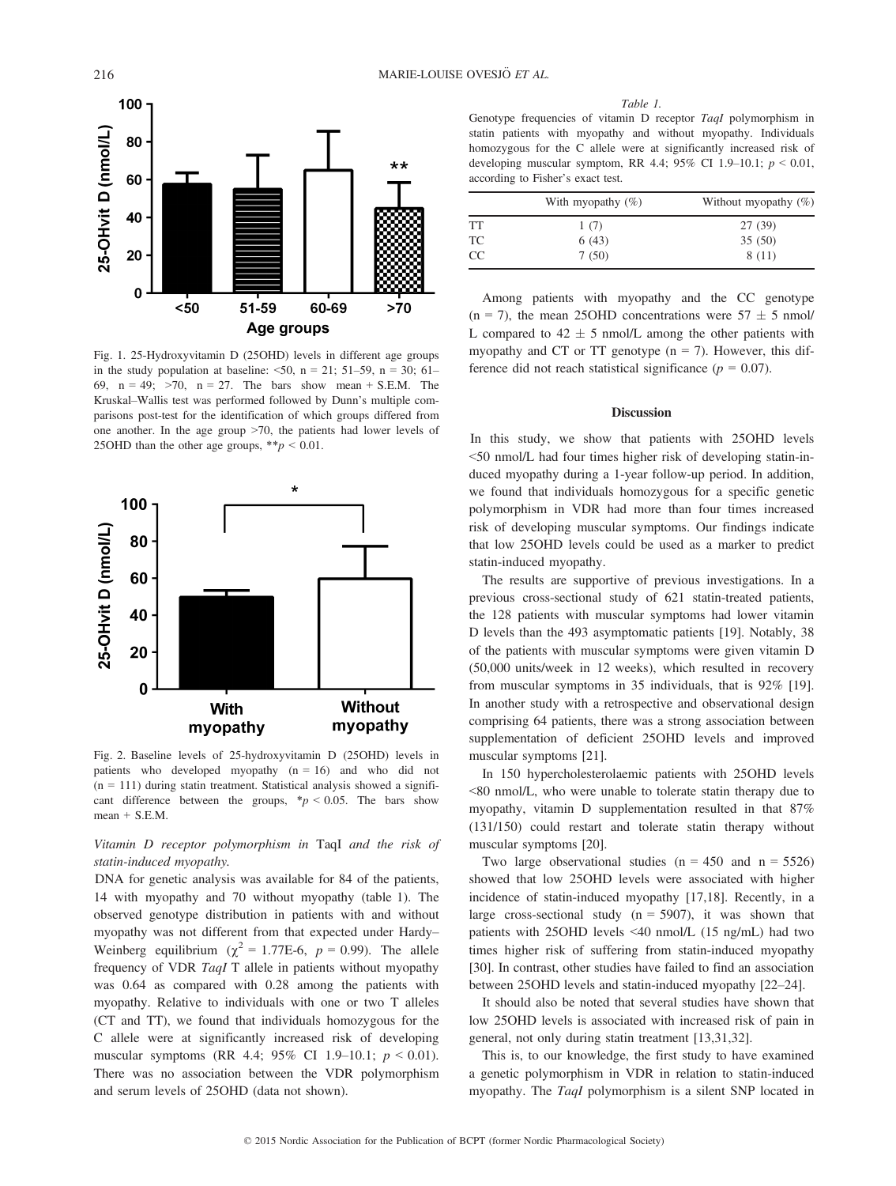Fig. 1. 25-Hydroxyvitamin D (25OHD) levels in different age groups in the study population at baseline: <50, n = 21; 51–59, n = 30; 61–69, n = 49; >70, n = 27. The bars show mean + S.E.M. The Kruskal–Wallis test was performed followed by Dunn's multiple comparisons post-test for the identification of which groups differed from one another. In the age group >70, the patients had lower levels of 25OHD than the other age groups, $^{**}p < 0.01$.

Fig. 2. Baseline levels of 25-hydroxyvitamin D (25OHD) levels in patients who developed myopathy (n = 16) and who did not (n = 111) during statin treatment. Statistical analysis showed a significant difference between the groups, $^{*}p < 0.05$. The bars show mean + S.E.M.

*Vitamin D receptor polymorphism in* TaqI *and the risk of statin-induced myopathy.*

DNA for genetic analysis was available for 84 of the patients, 14 with myopathy and 70 without myopathy (table 1). The observed genotype distribution in patients with and without myopathy was not different from that expected under Hardy–Weinberg equilibrium ($\chi^2$ = 1.77E-6, $p$ = 0.99). The allele frequency of VDR *TaqI* T allele in patients without myopathy was 0.64 as compared with 0.28 among the patients with myopathy. Relative to individuals with one or two T alleles (CT and TT), we found that individuals homozygous for the C allele were at significantly increased risk of developing muscular symptoms (RR 4.4; 95% CI 1.9–10.1; $p < 0.01$). There was no association between the VDR polymorphism and serum levels of 25OHD (data not shown).

*Table 1.*

Genotype frequencies of vitamin D receptor *TaqI* polymorphism in statin patients with myopathy and without myopathy. Individuals homozygous for the C allele were at significantly increased risk of developing muscular symptom, RR 4.4; 95% CI 1.9–10.1; $p < 0.01$, according to Fisher's exact test.

| | With myopathy (%) | Without myopathy (%) |
|---|---|---|
| TT | 1 (7) | 27 (39) |
| TC | 6 (43) | 35 (50) |
| CC | 7 (50) | 8 (11) |

Among patients with myopathy and the CC genotype (n = 7), the mean 25OHD concentrations were 57 ± 5 nmol/L compared to 42 ± 5 nmol/L among the other patients with myopathy and CT or TT genotype (n = 7). However, this difference did not reach statistical significance ($p$ = 0.07).

## Discussion

In this study, we show that patients with 25OHD levels <50 nmol/L had four times higher risk of developing statin-induced myopathy during a 1-year follow-up period. In addition, we found that individuals homozygous for a specific genetic polymorphism in VDR had more than four times increased risk of developing muscular symptoms. Our findings indicate that low 25OHD levels could be used as a marker to predict statin-induced myopathy.

The results are supportive of previous investigations. In a previous cross-sectional study of 621 statin-treated patients, the 128 patients with muscular symptoms had lower vitamin D levels than the 493 asymptomatic patients [19]. Notably, 38 of the patients with muscular symptoms were given vitamin D (50,000 units/week in 12 weeks), which resulted in recovery from muscular symptoms in 35 individuals, that is 92% [19]. In another study with a retrospective and observational design comprising 64 patients, there was a strong association between supplementation of deficient 25OHD levels and improved muscular symptoms [21].

In 150 hypercholesterolaemic patients with 25OHD levels <80 nmol/L, who were unable to tolerate statin therapy due to myopathy, vitamin D supplementation resulted in that 87% (131/150) could restart and tolerate statin therapy without muscular symptoms [20].

Two large observational studies (n = 450 and n = 5526) showed that low 25OHD levels were associated with higher incidence of statin-induced myopathy [17,18]. Recently, in a large cross-sectional study (n = 5907), it was shown that patients with 25OHD levels <40 nmol/L (15 ng/mL) had two times higher risk of suffering from statin-induced myopathy [30]. In contrast, other studies have failed to find an association between 25OHD levels and statin-induced myopathy [22–24].

It should also be noted that several studies have shown that low 25OHD levels is associated with increased risk of pain in general, not only during statin treatment [13,31,32].

This is, to our knowledge, the first study to have examined a genetic polymorphism in VDR in relation to statin-induced myopathy. The *TaqI* polymorphism is a silent SNP located in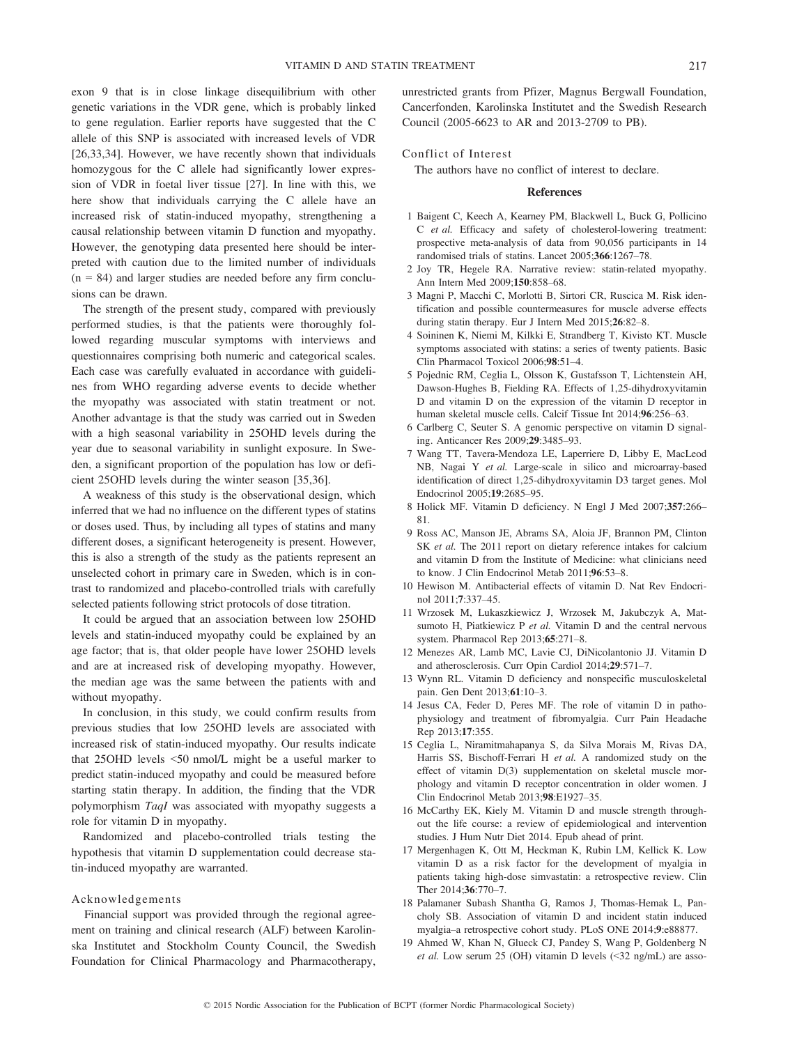exon 9 that is in close linkage disequilibrium with other genetic variations in the VDR gene, which is probably linked to gene regulation. Earlier reports have suggested that the C allele of this SNP is associated with increased levels of VDR [26,33,34]. However, we have recently shown that individuals homozygous for the C allele had significantly lower expression of VDR in foetal liver tissue [27]. In line with this, we here show that individuals carrying the C allele have an increased risk of statin-induced myopathy, strengthening a causal relationship between vitamin D function and myopathy. However, the genotyping data presented here should be interpreted with caution due to the limited number of individuals (n = 84) and larger studies are needed before any firm conclusions can be drawn.

The strength of the present study, compared with previously performed studies, is that the patients were thoroughly followed regarding muscular symptoms with interviews and questionnaires comprising both numeric and categorical scales. Each case was carefully evaluated in accordance with guidelines from WHO regarding adverse events to decide whether the myopathy was associated with statin treatment or not. Another advantage is that the study was carried out in Sweden with a high seasonal variability in 25OHD levels during the year due to seasonal variability in sunlight exposure. In Sweden, a significant proportion of the population has low or deficient 25OHD levels during the winter season [35,36].

A weakness of this study is the observational design, which inferred that we had no influence on the different types of statins or doses used. Thus, by including all types of statins and many different doses, a significant heterogeneity is present. However, this is also a strength of the study as the patients represent an unselected cohort in primary care in Sweden, which is in contrast to randomized and placebo-controlled trials with carefully selected patients following strict protocols of dose titration.

It could be argued that an association between low 25OHD levels and statin-induced myopathy could be explained by an age factor; that is, that older people have lower 25OHD levels and are at increased risk of developing myopathy. However, the median age was the same between the patients with and without myopathy.

In conclusion, in this study, we could confirm results from previous studies that low 25OHD levels are associated with increased risk of statin-induced myopathy. Our results indicate that 25OHD levels <50 nmol/L might be a useful marker to predict statin-induced myopathy and could be measured before starting statin therapy. In addition, the finding that the VDR polymorphism *TaqI* was associated with myopathy suggests a role for vitamin D in myopathy.

Randomized and placebo-controlled trials testing the hypothesis that vitamin D supplementation could decrease statin-induced myopathy are warranted.

## Acknowledgements

Financial support was provided through the regional agreement on training and clinical research (ALF) between Karolinska Institutet and Stockholm County Council, the Swedish Foundation for Clinical Pharmacology and Pharmacotherapy, unrestricted grants from Pfizer, Magnus Bergwall Foundation, Cancerfonden, Karolinska Institutet and the Swedish Research Council (2005-6623 to AR and 2013-2709 to PB).

## Conflict of Interest

The authors have no conflict of interest to declare.

## References

1 Baigent C, Keech A, Kearney PM, Blackwell L, Buck G, Pollicino C *et al.* Efficacy and safety of cholesterol-lowering treatment: prospective meta-analysis of data from 90,056 participants in 14 randomised trials of statins. Lancet 2005;**366**:1267–78.

2 Joy TR, Hegele RA. Narrative review: statin-related myopathy. Ann Intern Med 2009;**150**:858–68.

3 Magni P, Macchi C, Morlotti B, Sirtori CR, Ruscica M. Risk identification and possible countermeasures for muscle adverse effects during statin therapy. Eur J Intern Med 2015;**26**:82–8.

4 Soininen K, Niemi M, Kilkki E, Strandberg T, Kivisto KT. Muscle symptoms associated with statins: a series of twenty patients. Basic Clin Pharmacol Toxicol 2006;**98**:51–4.

5 Pojednic RM, Ceglia L, Olsson K, Gustafsson T, Lichtenstein AH, Dawson-Hughes B, Fielding RA. Effects of 1,25-dihydroxyvitamin D and vitamin D on the expression of the vitamin D receptor in human skeletal muscle cells. Calcif Tissue Int 2014;**96**:256–63.

6 Carlberg C, Seuter S. A genomic perspective on vitamin D signaling. Anticancer Res 2009;**29**:3485–93.

7 Wang TT, Tavera-Mendoza LE, Laperriere D, Libby E, MacLeod NB, Nagai Y *et al.* Large-scale in silico and microarray-based identification of direct 1,25-dihydroxyvitamin D3 target genes. Mol Endocrinol 2005;**19**:2685–95.

8 Holick MF. Vitamin D deficiency. N Engl J Med 2007;**357**:266–81.

9 Ross AC, Manson JE, Abrams SA, Aloia JF, Brannon PM, Clinton SK *et al.* The 2011 report on dietary reference intakes for calcium and vitamin D from the Institute of Medicine: what clinicians need to know. J Clin Endocrinol Metab 2011;**96**:53–8.

10 Hewison M. Antibacterial effects of vitamin D. Nat Rev Endocrinol 2011;**7**:337–45.

11 Wrzosek M, Lukaszkiewicz J, Wrzosek M, Jakubczyk A, Matsumoto H, Piatkiewicz P *et al.* Vitamin D and the central nervous system. Pharmacol Rep 2013;**65**:271–8.

12 Menezes AR, Lamb MC, Lavie CJ, DiNicolantonio JJ. Vitamin D and atherosclerosis. Curr Opin Cardiol 2014;**29**:571–7.

13 Wynn RL. Vitamin D deficiency and nonspecific musculoskeletal pain. Gen Dent 2013;**61**:10–3.

14 Jesus CA, Feder D, Peres MF. The role of vitamin D in pathophysiology and treatment of fibromyalgia. Curr Pain Headache Rep 2013;**17**:355.

15 Ceglia L, Niramitmahapanya S, da Silva Morais M, Rivas DA, Harris SS, Bischoff-Ferrari H *et al.* A randomized study on the effect of vitamin D(3) supplementation on skeletal muscle morphology and vitamin D receptor concentration in older women. J Clin Endocrinol Metab 2013;**98**:E1927–35.

16 McCarthy EK, Kiely M. Vitamin D and muscle strength throughout the life course: a review of epidemiological and intervention studies. J Hum Nutr Diet 2014. Epub ahead of print.

17 Mergenhagen K, Ott M, Heckman K, Rubin LM, Kellick K. Low vitamin D as a risk factor for the development of myalgia in patients taking high-dose simvastatin: a retrospective review. Clin Ther 2014;**36**:770–7.

18 Palamaner Subash Shantha G, Ramos J, Thomas-Hemak L, Pancholy SB. Association of vitamin D and incident statin induced myalgia–a retrospective cohort study. PLoS ONE 2014;**9**:e88877.

19 Ahmed W, Khan N, Glueck CJ, Pandey S, Wang P, Goldenberg N *et al.* Low serum 25 (OH) vitamin D levels (<32 ng/mL) are asso-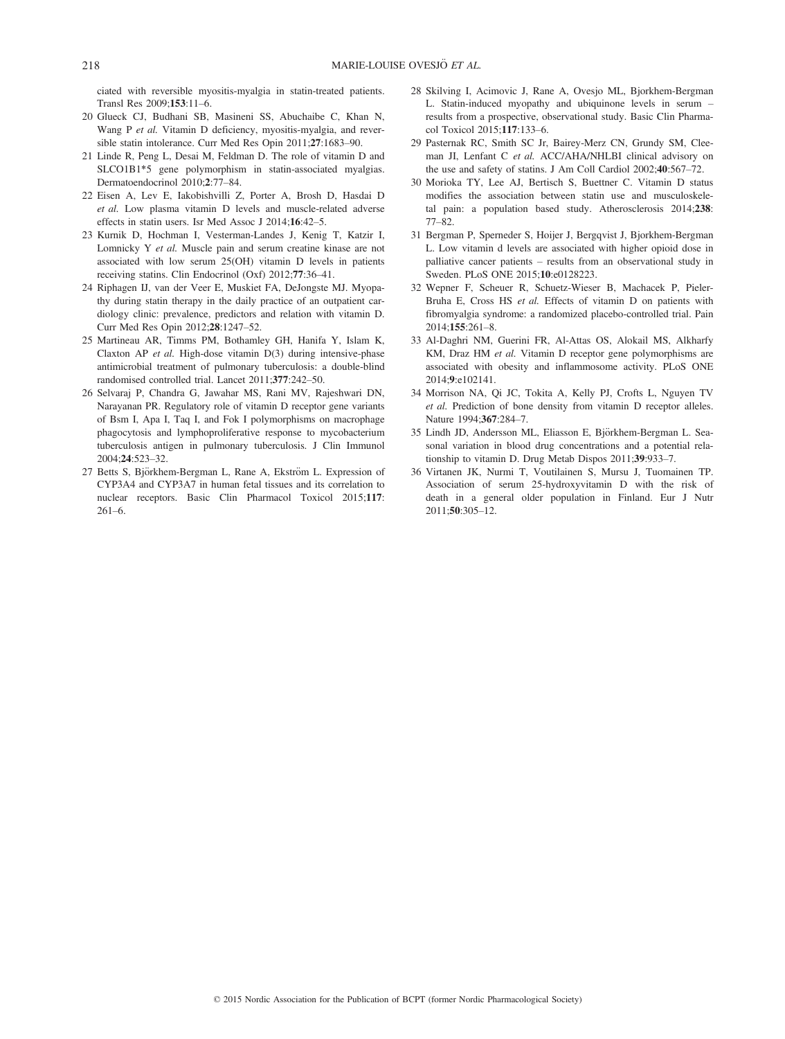ciated with reversible myositis-myalgia in statin-treated patients. Transl Res 2009;**153**:11–6.

20 Glueck CJ, Budhani SB, Masineni SS, Abuchaibe C, Khan N, Wang P *et al.* Vitamin D deficiency, myositis-myalgia, and reversible statin intolerance. Curr Med Res Opin 2011;**27**:1683–90.

21 Linde R, Peng L, Desai M, Feldman D. The role of vitamin D and SLCO1B1*5 gene polymorphism in statin-associated myalgias. Dermatoendocrinol 2010;**2**:77–84.

22 Eisen A, Lev E, Iakobishvilli Z, Porter A, Brosh D, Hasdai D *et al.* Low plasma vitamin D levels and muscle-related adverse effects in statin users. Isr Med Assoc J 2014;**16**:42–5.

23 Kurnik D, Hochman I, Vesterman-Landes J, Kenig T, Katzir I, Lomnicky Y *et al.* Muscle pain and serum creatine kinase are not associated with low serum 25(OH) vitamin D levels in patients receiving statins. Clin Endocrinol (Oxf) 2012;**77**:36–41.

24 Riphagen IJ, van der Veer E, Muskiet FA, DeJongste MJ. Myopathy during statin therapy in the daily practice of an outpatient cardiology clinic: prevalence, predictors and relation with vitamin D. Curr Med Res Opin 2012;**28**:1247–52.

25 Martineau AR, Timms PM, Bothamley GH, Hanifa Y, Islam K, Claxton AP *et al.* High-dose vitamin D(3) during intensive-phase antimicrobial treatment of pulmonary tuberculosis: a double-blind randomised controlled trial. Lancet 2011;**377**:242–50.

26 Selvaraj P, Chandra G, Jawahar MS, Rani MV, Rajeshwari DN, Narayanan PR. Regulatory role of vitamin D receptor gene variants of Bsm I, Apa I, Taq I, and Fok I polymorphisms on macrophage phagocytosis and lymphoproliferative response to mycobacterium tuberculosis antigen in pulmonary tuberculosis. J Clin Immunol 2004;**24**:523–32.

27 Betts S, Björkhem-Bergman L, Rane A, Ekström L. Expression of CYP3A4 and CYP3A7 in human fetal tissues and its correlation to nuclear receptors. Basic Clin Pharmacol Toxicol 2015;**117**: 261–6.

28 Skilving I, Acimovic J, Rane A, Ovesjo ML, Bjorkhem-Bergman L. Statin-induced myopathy and ubiquinone levels in serum – results from a prospective, observational study. Basic Clin Pharmacol Toxicol 2015;**117**:133–6.

29 Pasternak RC, Smith SC Jr, Bairey-Merz CN, Grundy SM, Cleeman JI, Lenfant C *et al.* ACC/AHA/NHLBI clinical advisory on the use and safety of statins. J Am Coll Cardiol 2002;**40**:567–72.

30 Morioka TY, Lee AJ, Bertisch S, Buettner C. Vitamin D status modifies the association between statin use and musculoskeletal pain: a population based study. Atherosclerosis 2014;**238**: 77–82.

31 Bergman P, Sperneder S, Hoijer J, Bergqvist J, Bjorkhem-Bergman L. Low vitamin d levels are associated with higher opioid dose in palliative cancer patients – results from an observational study in Sweden. PLoS ONE 2015;**10**:e0128223.

32 Wepner F, Scheuer R, Schuetz-Wieser B, Machacek P, Pieler-Bruha E, Cross HS *et al.* Effects of vitamin D on patients with fibromyalgia syndrome: a randomized placebo-controlled trial. Pain 2014;**155**:261–8.

33 Al-Daghri NM, Guerini FR, Al-Attas OS, Alokail MS, Alkharfy KM, Draz HM *et al.* Vitamin D receptor gene polymorphisms are associated with obesity and inflammosome activity. PLoS ONE 2014;**9**:e102141.

34 Morrison NA, Qi JC, Tokita A, Kelly PJ, Crofts L, Nguyen TV *et al.* Prediction of bone density from vitamin D receptor alleles. Nature 1994;**367**:284–7.

35 Lindh JD, Andersson ML, Eliasson E, Björkhem-Bergman L. Seasonal variation in blood drug concentrations and a potential relationship to vitamin D. Drug Metab Dispos 2011;**39**:933–7.

36 Virtanen JK, Nurmi T, Voutilainen S, Mursu J, Tuomainen TP. Association of serum 25-hydroxyvitamin D with the risk of death in a general older population in Finland. Eur J Nutr 2011;**50**:305–12.

© 2015 Nordic Association for the Publication of BCPT (former Nordic Pharmacological Society)